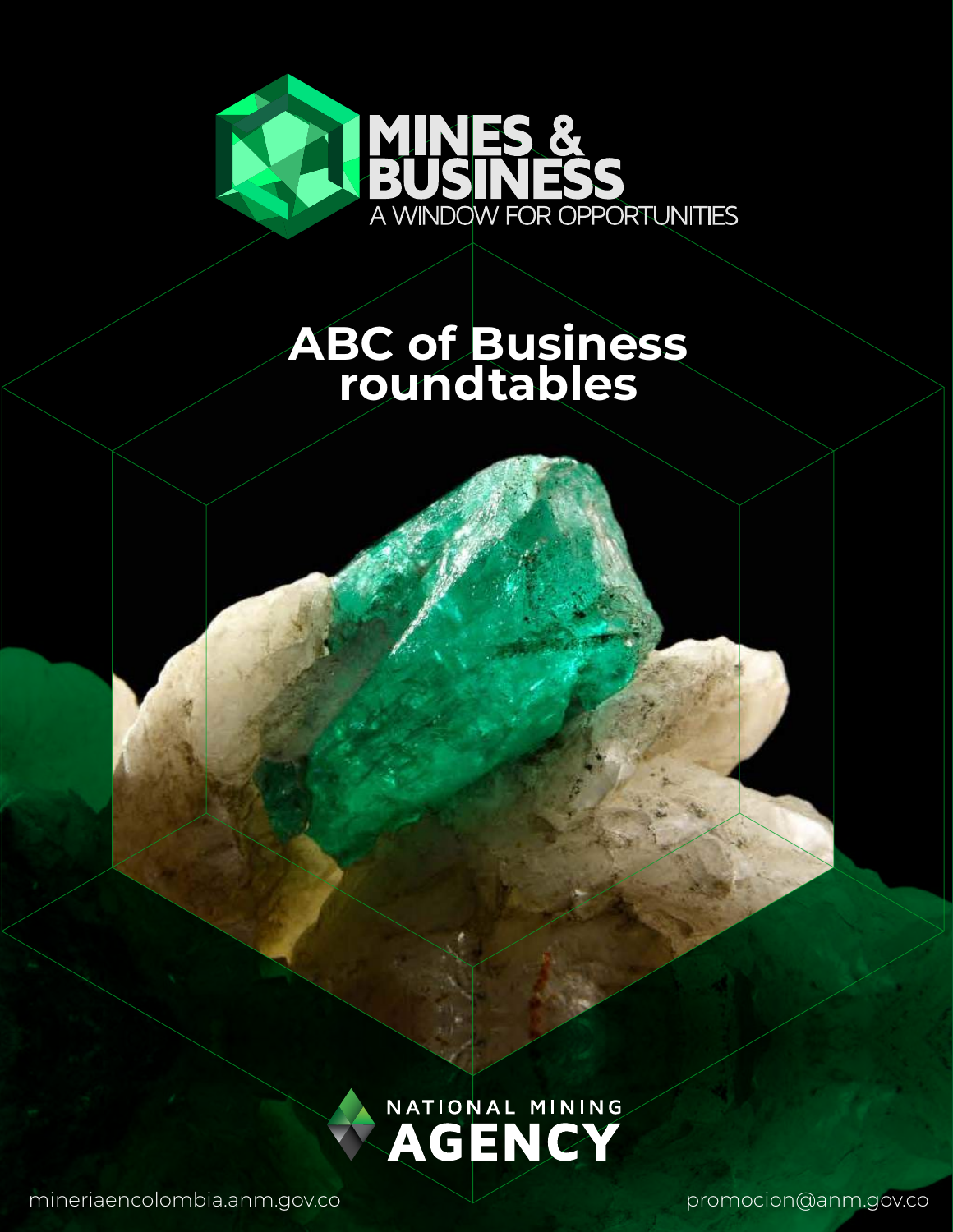MINES & BUSINESS

A WINDOW FOR OPPORTUNITIES

# ABC of Business roundtables

NATIONAL MINING AGENCY

mineriaencolombia.anm.gov.co

promocion@anm.gov.co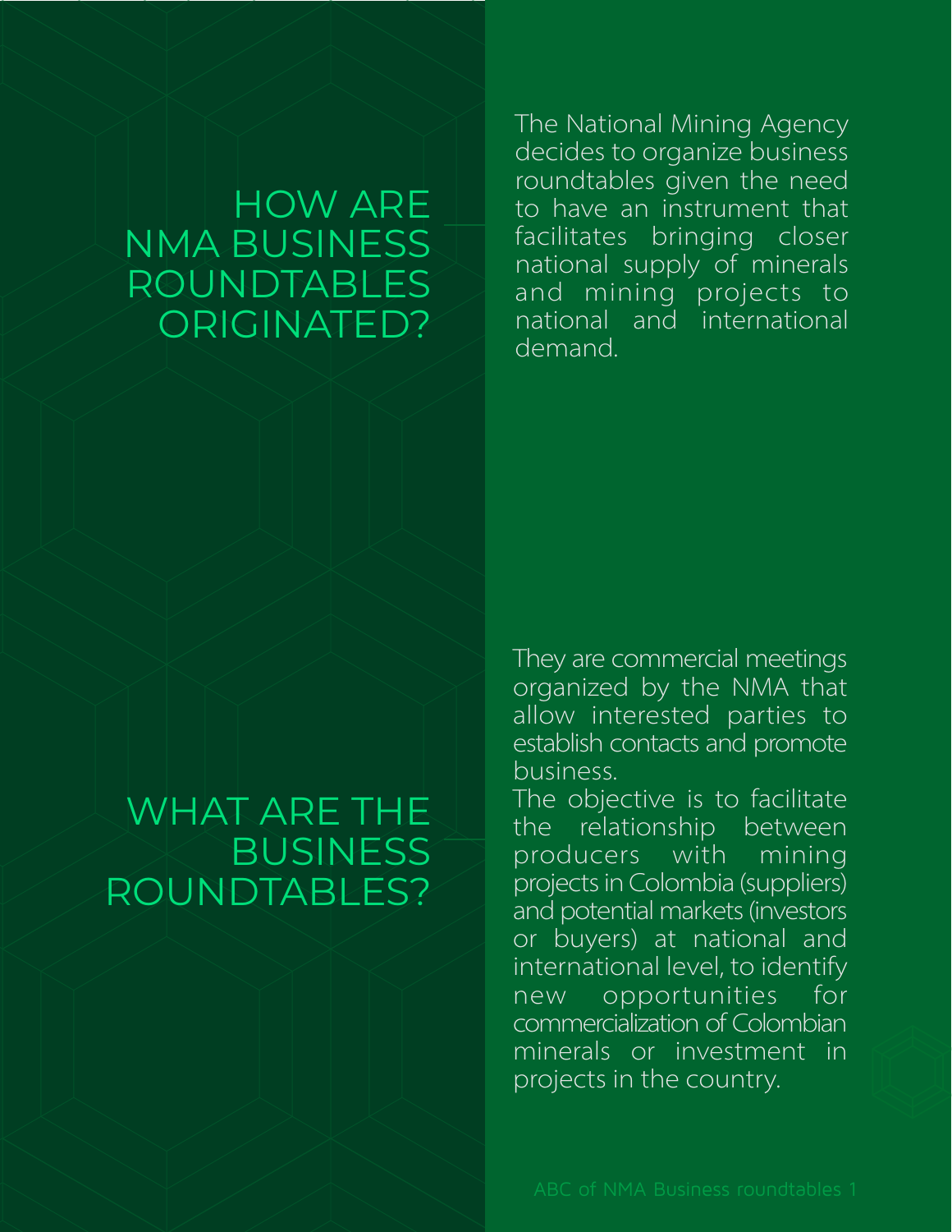## HOW ARE NMA BUSINESS ROUNDTABLES ORIGINATED?

The National Mining Agency decides to organize business roundtables given the need to have an instrument that facilitates bringing closer national supply of minerals and mining projects to national and international demand.

## WHAT ARE THE BUSINESS ROUNDTABLES?

They are commercial meetings organized by the NMA that allow interested parties to establish contacts and promote business.

The objective is to facilitate the relationship between producers with mining projects in Colombia (suppliers) and potential markets (investors or buyers) at national and international level, to identify new opportunities for commercialization of Colombian minerals or investment in projects in the country.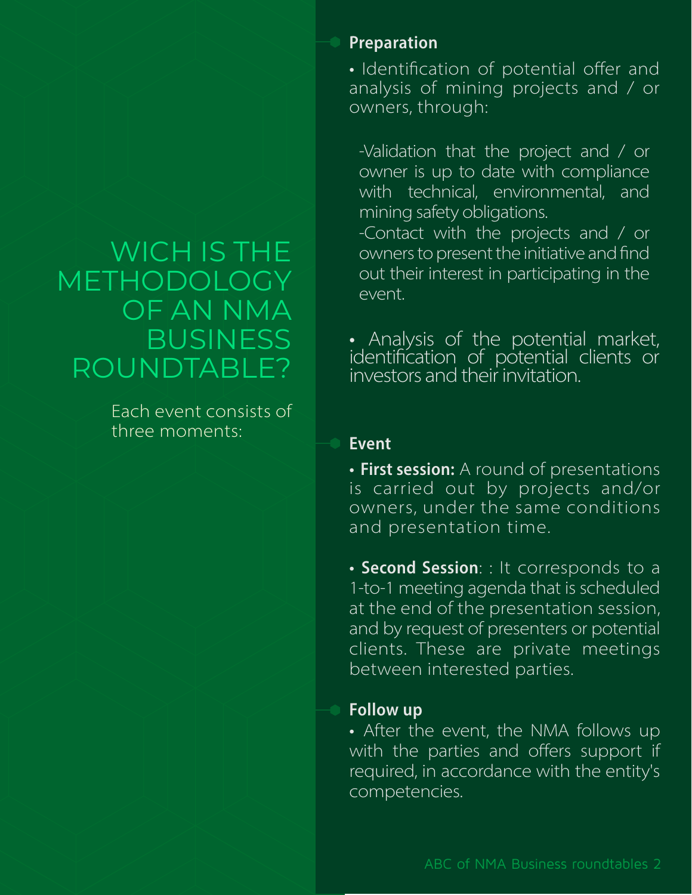# WICH IS THE METHODOLOGY OF AN NMA BUSINESS ROUNDTABLE?

Each event consists of three moments:

## Preparation

- Identification of potential offer and analysis of mining projects and / or owners, through:

  -Validation that the project and / or owner is up to date with compliance with technical, environmental, and mining safety obligations.
  -Contact with the projects and / or owners to present the initiative and find out their interest in participating in the event.

- Analysis of the potential market, identification of potential clients or investors and their invitation.

## Event

- **First session:** A round of presentations is carried out by projects and/or owners, under the same conditions and presentation time.

- **Second Session**: : It corresponds to a 1-to-1 meeting agenda that is scheduled at the end of the presentation session, and by request of presenters or potential clients. These are private meetings between interested parties.

## Follow up

- After the event, the NMA follows up with the parties and offers support if required, in accordance with the entity's competencies.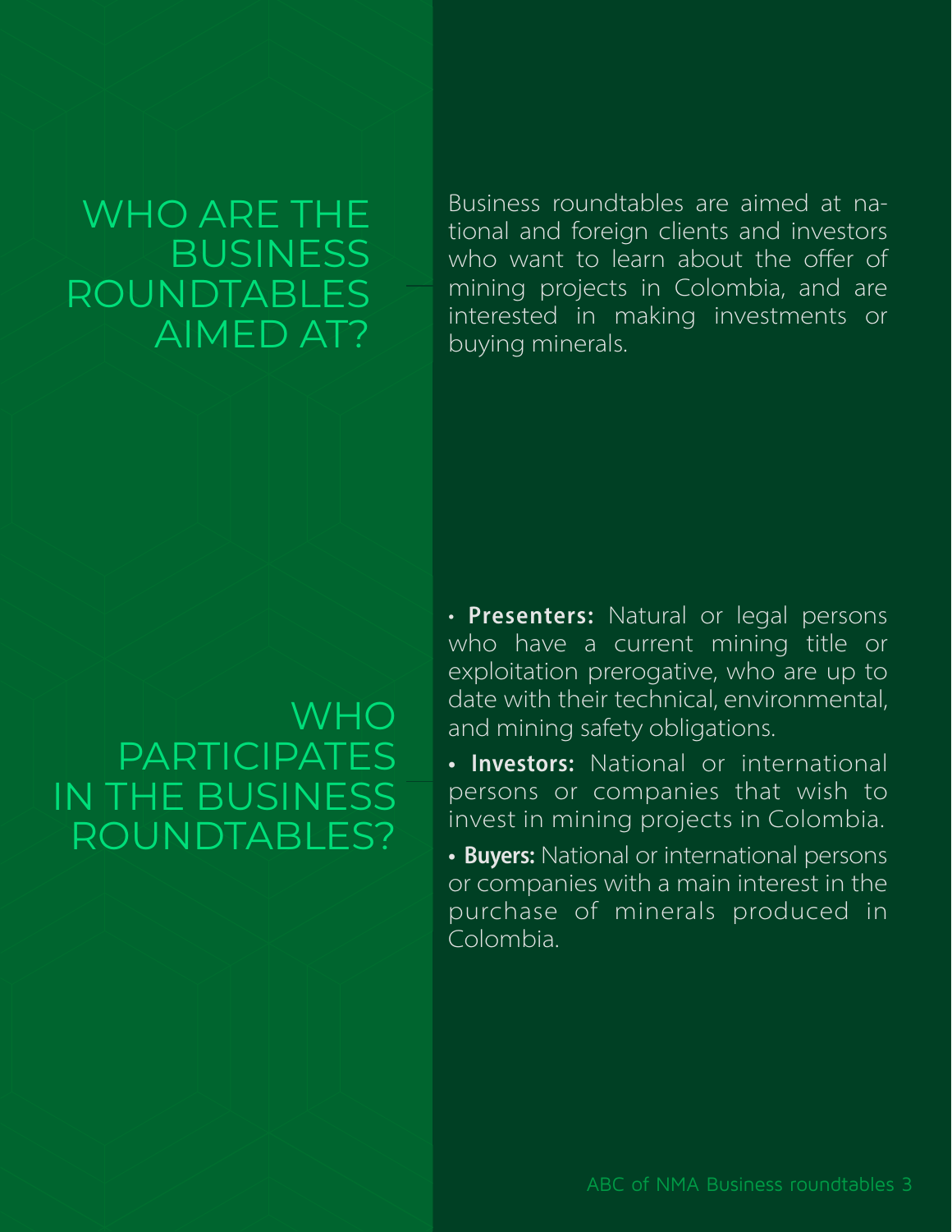## WHO ARE THE BUSINESS ROUNDTABLES AIMED AT?

Business roundtables are aimed at national and foreign clients and investors who want to learn about the offer of mining projects in Colombia, and are interested in making investments or buying minerals.

## WHO PARTICIPATES IN THE BUSINESS ROUNDTABLES?

- **Presenters:** Natural or legal persons who have a current mining title or exploitation prerogative, who are up to date with their technical, environmental, and mining safety obligations.
- **Investors:** National or international persons or companies that wish to invest in mining projects in Colombia.
- **Buyers:** National or international persons or companies with a main interest in the purchase of minerals produced in Colombia.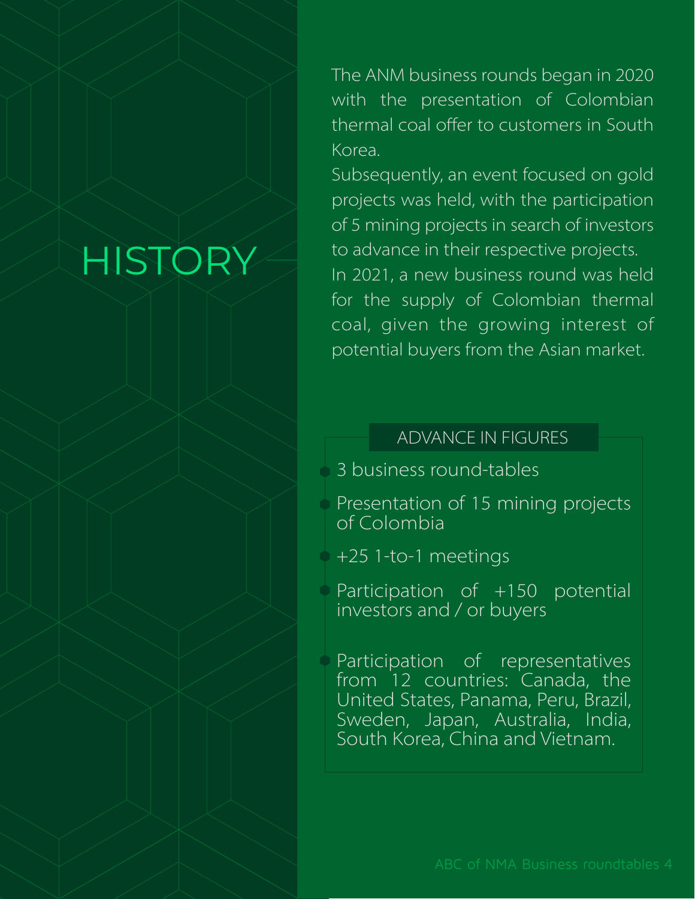# HISTORY

The ANM business rounds began in 2020 with the presentation of Colombian thermal coal offer to customers in South Korea.

Subsequently, an event focused on gold projects was held, with the participation of 5 mining projects in search of investors to advance in their respective projects.

In 2021, a new business round was held for the supply of Colombian thermal coal, given the growing interest of potential buyers from the Asian market.

## ADVANCE IN FIGURES

- 3 business round-tables
- Presentation of 15 mining projects of Colombia
- +25 1-to-1 meetings
- Participation of +150 potential investors and / or buyers
- Participation of representatives from 12 countries: Canada, the United States, Panama, Peru, Brazil, Sweden, Japan, Australia, India, South Korea, China and Vietnam.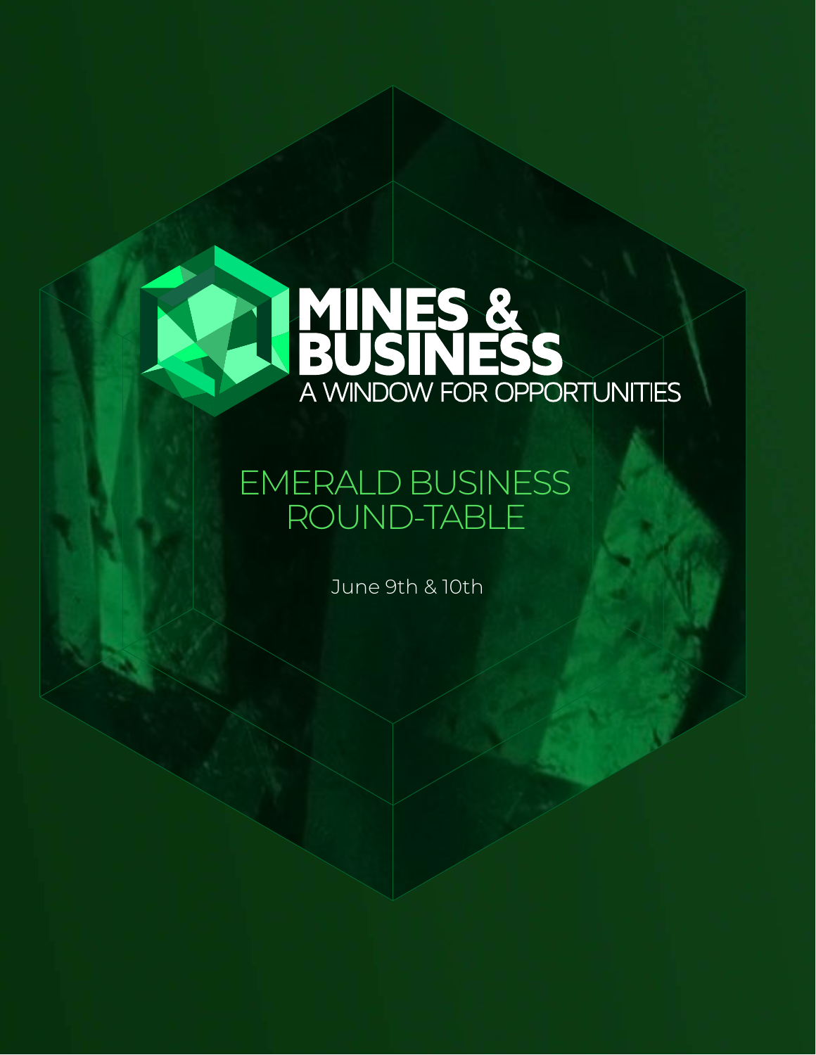# MINES & BUSINESS

A WINDOW FOR OPPORTUNITIES

## EMERALD BUSINESS ROUND-TABLE

June 9th & 10th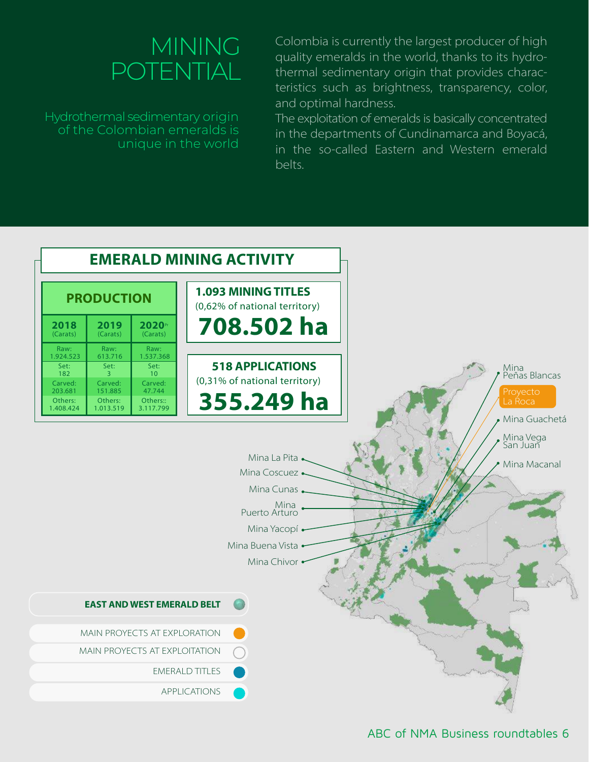# MINING POTENTIAL

Hydrothermal sedimentary origin of the Colombian emeralds is unique in the world

Colombia is currently the largest producer of high quality emeralds in the world, thanks to its hydrothermal sedimentary origin that provides characteristics such as brightness, transparency, color, and optimal hardness.

The exploitation of emeralds is basically concentrated in the departments of Cundinamarca and Boyacá, in the so-called Eastern and Western emerald belts.

## EMERALD MINING ACTIVITY

### PRODUCTION

| 2018 (Carats) | 2019 (Carats) | 2020[Pr] (Carats) |
|---|---|---|
| Raw: 1.924.523 | Raw: 613.716 | Raw: 1.537.368 |
| Set: 182 | Set: 3 | Set: 10 |
| Carved: 203.681 | Carved: 151.885 | Carved: 47.744 |
| Others: 1.408.424 | Others: 1.013.519 | Others:: 3.117.799 |

**1.093 MINING TITLES**
(0,62% of national territory)
**708.502 ha**

**518 APPLICATIONS**
(0,31% of national territory)
**355.249 ha**

Mina Peñas Blancas
Proyecto La Roca
Mina Guachetá
Mina Vega San Juan
Mina Macanal
Mina La Pita
Mina Coscuez
Mina Cunas
Mina Puerto Arturo
Mina Yacopí
Mina Buena Vista
Mina Chivor

**EAST AND WEST EMERALD BELT**

- MAIN PROYECTS AT EXPLORATION
- MAIN PROYECTS AT EXPLOITATION
- EMERALD TITLES
- APPLICATIONS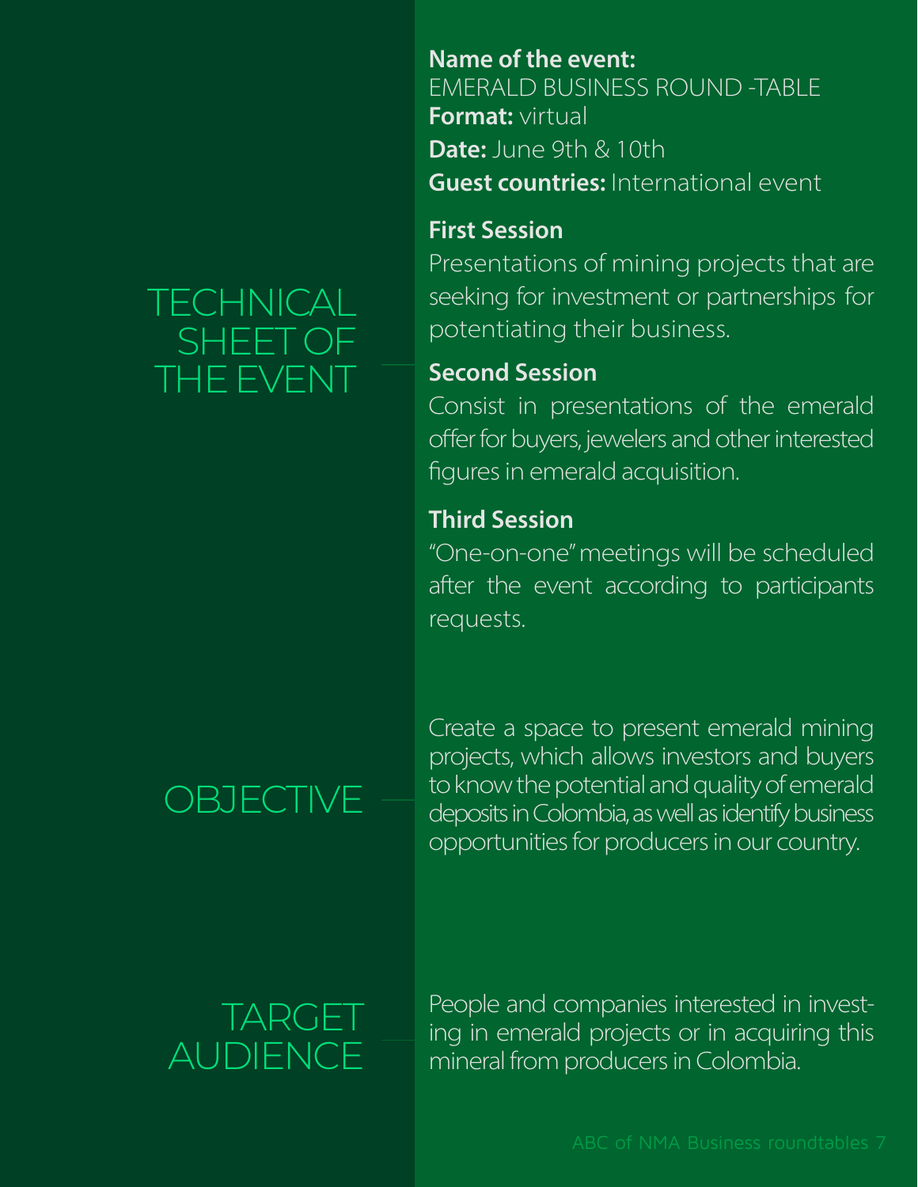## TECHNICAL SHEET OF THE EVENT

**Name of the event:**
EMERALD BUSINESS ROUND -TABLE
**Format:** virtual
**Date:** June 9th & 10th
**Guest countries:** International event

**First Session**
Presentations of mining projects that are seeking for investment or partnerships for potentiating their business.

**Second Session**
Consist in presentations of the emerald offer for buyers, jewelers and other interested figures in emerald acquisition.

**Third Session**
"One-on-one" meetings will be scheduled after the event according to participants requests.

## OBJECTIVE

Create a space to present emerald mining projects, which allows investors and buyers to know the potential and quality of emerald deposits in Colombia, as well as identify business opportunities for producers in our country.

## TARGET AUDIENCE

People and companies interested in investing in emerald projects or in acquiring this mineral from producers in Colombia.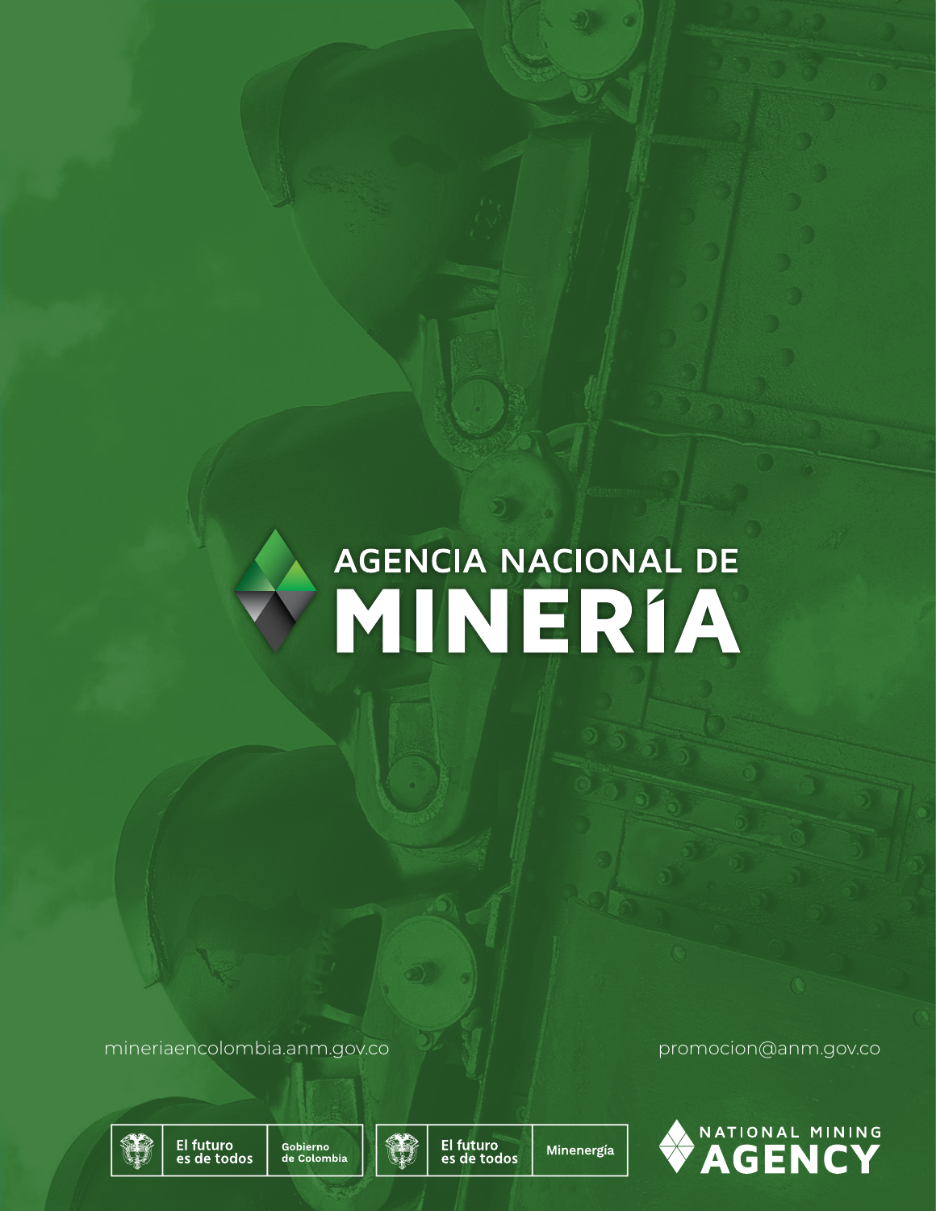AGENCIA NACIONAL DE

MINERÍA

mineriaencolombia.anm.gov.co

promocion@anm.gov.co

El futuro es de todos | Gobierno de Colombia

El futuro es de todos | Minenergía

NATIONAL MINING AGENCY